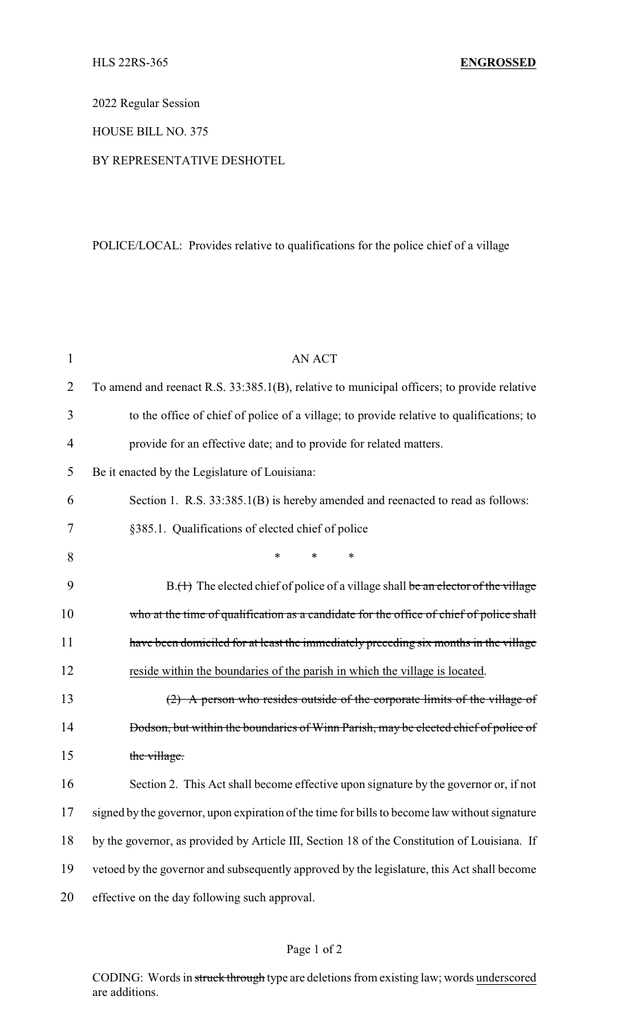HLS 22RS-365 **ENGROSSED**

2022 Regular Session

HOUSE BILL NO. 375

BY REPRESENTATIVE DESHOTEL

POLICE/LOCAL: Provides relative to qualifications for the police chief of a village

AN ACT

To amend and reenact R.S. 33:385.1(B), relative to municipal officers; to provide relative to the office of chief of police of a village; to provide relative to qualifications; to provide for an effective date; and to provide for related matters.

Be it enacted by the Legislature of Louisiana:

Section 1. R.S. 33:385.1(B) is hereby amended and reenacted to read as follows:

§385.1. Qualifications of elected chief of police

\* \* \*

B.~~(1)~~ The elected chief of police of a village shall ~~be an elector of the village who at the time of qualification as a candidate for the office of chief of police shall have been domiciled for at least the immediately preceding six months in the village~~ <u>reside within the boundaries of the parish in which the village is located</u>.

~~(2) A person who resides outside of the corporate limits of the village of Dodson, but within the boundaries of Winn Parish, may be elected chief of police of the village.~~

Section 2. This Act shall become effective upon signature by the governor or, if not signed by the governor, upon expiration of the time for bills to become law without signature by the governor, as provided by Article III, Section 18 of the Constitution of Louisiana. If vetoed by the governor and subsequently approved by the legislature, this Act shall become effective on the day following such approval.

CODING: Words in ~~struck through~~ type are deletions from existing law; words <u>underscored</u> are additions.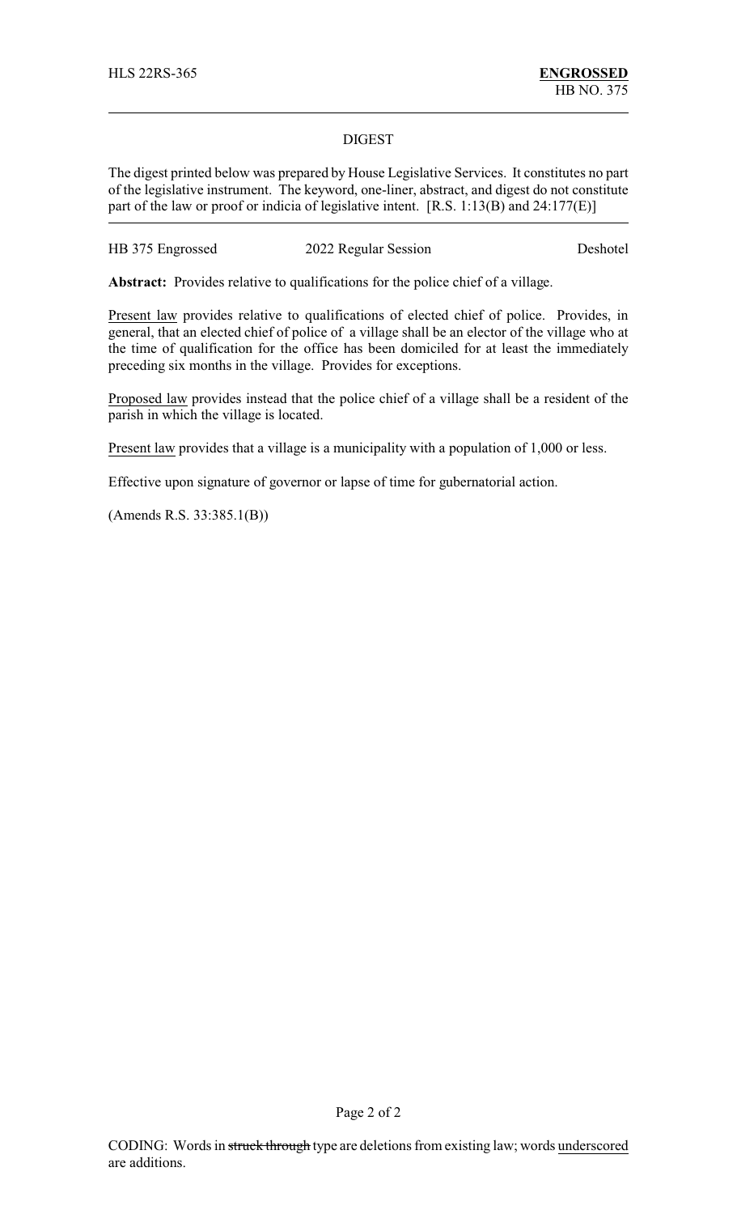## DIGEST

The digest printed below was prepared by House Legislative Services. It constitutes no part of the legislative instrument. The keyword, one-liner, abstract, and digest do not constitute part of the law or proof or indicia of legislative intent. [R.S. 1:13(B) and 24:177(E)]

| HB 375 Engrossed | 2022 Regular Session | Deshotel |
|---|---|---|

**Abstract:** Provides relative to qualifications for the police chief of a village.

Present law provides relative to qualifications of elected chief of police. Provides, in general, that an elected chief of police of a village shall be an elector of the village who at the time of qualification for the office has been domiciled for at least the immediately preceding six months in the village. Provides for exceptions.

Proposed law provides instead that the police chief of a village shall be a resident of the parish in which the village is located.

Present law provides that a village is a municipality with a population of 1,000 or less.

Effective upon signature of governor or lapse of time for gubernatorial action.

(Amends R.S. 33:385.1(B))

CODING: Words in ~~struck through~~ type are deletions from existing law; words underscored are additions.